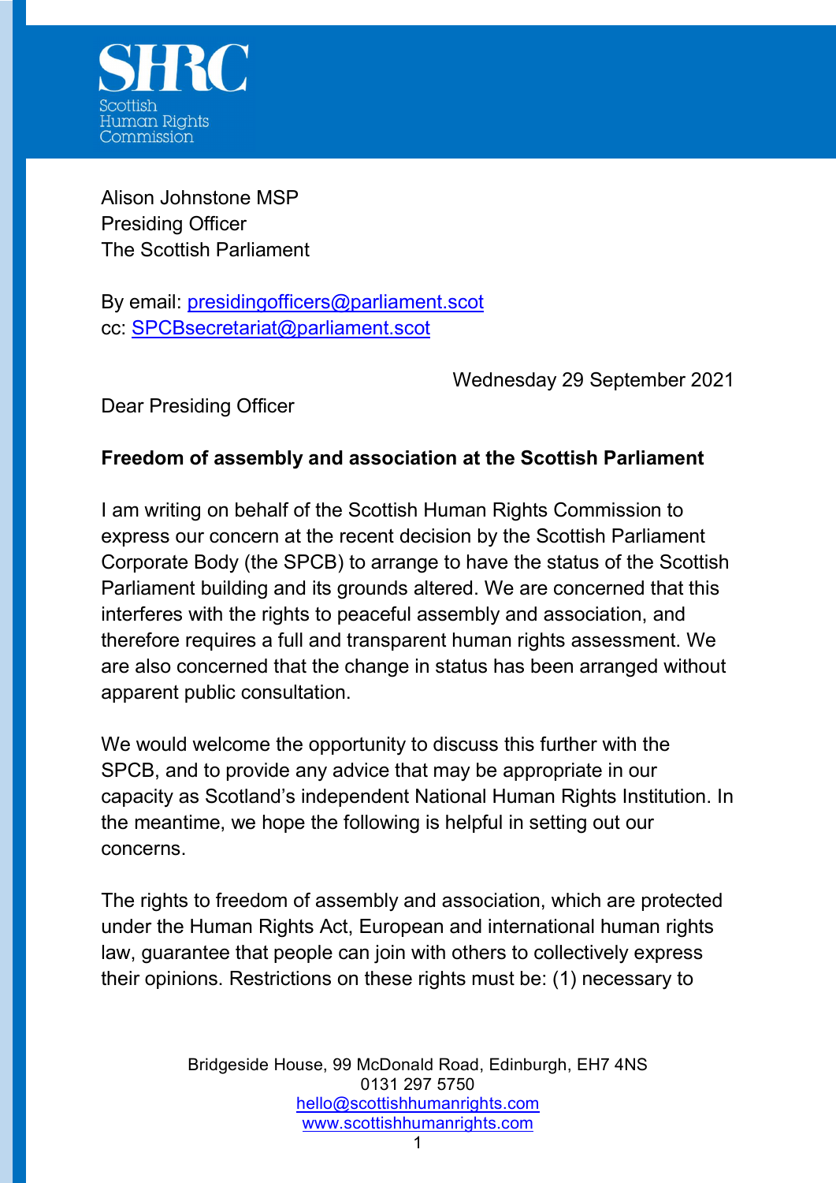SHRC
Scottish
Human Rights
Commission

Alison Johnstone MSP
Presiding Officer
The Scottish Parliament

By email: presidingofficers@parliament.scot
cc: SPCBsecretariat@parliament.scot

Wednesday 29 September 2021

Dear Presiding Officer

**Freedom of assembly and association at the Scottish Parliament**

I am writing on behalf of the Scottish Human Rights Commission to express our concern at the recent decision by the Scottish Parliament Corporate Body (the SPCB) to arrange to have the status of the Scottish Parliament building and its grounds altered. We are concerned that this interferes with the rights to peaceful assembly and association, and therefore requires a full and transparent human rights assessment. We are also concerned that the change in status has been arranged without apparent public consultation.

We would welcome the opportunity to discuss this further with the SPCB, and to provide any advice that may be appropriate in our capacity as Scotland's independent National Human Rights Institution. In the meantime, we hope the following is helpful in setting out our concerns.

The rights to freedom of assembly and association, which are protected under the Human Rights Act, European and international human rights law, guarantee that people can join with others to collectively express their opinions. Restrictions on these rights must be: (1) necessary to

Bridgeside House, 99 McDonald Road, Edinburgh, EH7 4NS
0131 297 5750
hello@scottishhumanrights.com
www.scottishhumanrights.com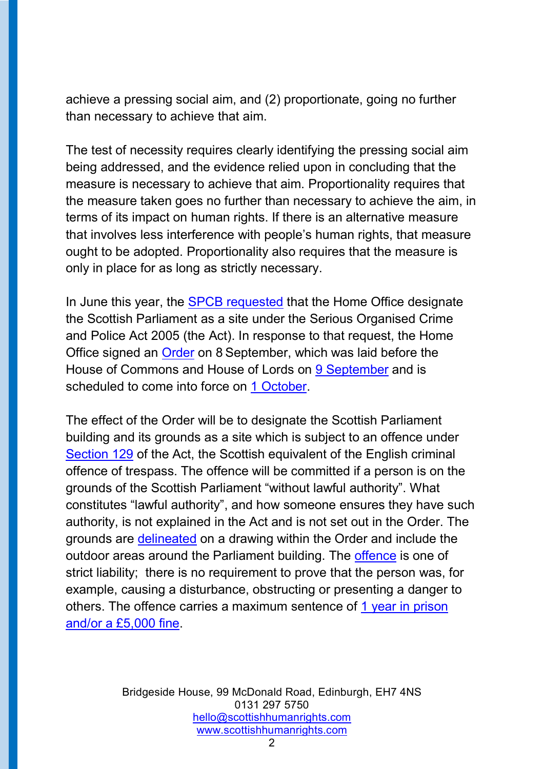achieve a pressing social aim, and (2) proportionate, going no further than necessary to achieve that aim.

The test of necessity requires clearly identifying the pressing social aim being addressed, and the evidence relied upon in concluding that the measure is necessary to achieve that aim. Proportionality requires that the measure taken goes no further than necessary to achieve the aim, in terms of its impact on human rights. If there is an alternative measure that involves less interference with people's human rights, that measure ought to be adopted. Proportionality also requires that the measure is only in place for as long as strictly necessary.

In June this year, the SPCB requested that the Home Office designate the Scottish Parliament as a site under the Serious Organised Crime and Police Act 2005 (the Act). In response to that request, the Home Office signed an Order on 8 September, which was laid before the House of Commons and House of Lords on 9 September and is scheduled to come into force on 1 October.

The effect of the Order will be to designate the Scottish Parliament building and its grounds as a site which is subject to an offence under Section 129 of the Act, the Scottish equivalent of the English criminal offence of trespass. The offence will be committed if a person is on the grounds of the Scottish Parliament "without lawful authority". What constitutes "lawful authority", and how someone ensures they have such authority, is not explained in the Act and is not set out in the Order. The grounds are delineated on a drawing within the Order and include the outdoor areas around the Parliament building. The offence is one of strict liability; there is no requirement to prove that the person was, for example, causing a disturbance, obstructing or presenting a danger to others. The offence carries a maximum sentence of 1 year in prison and/or a £5,000 fine.

Bridgeside House, 99 McDonald Road, Edinburgh, EH7 4NS
0131 297 5750
hello@scottishhumanrights.com
www.scottishhumanrights.com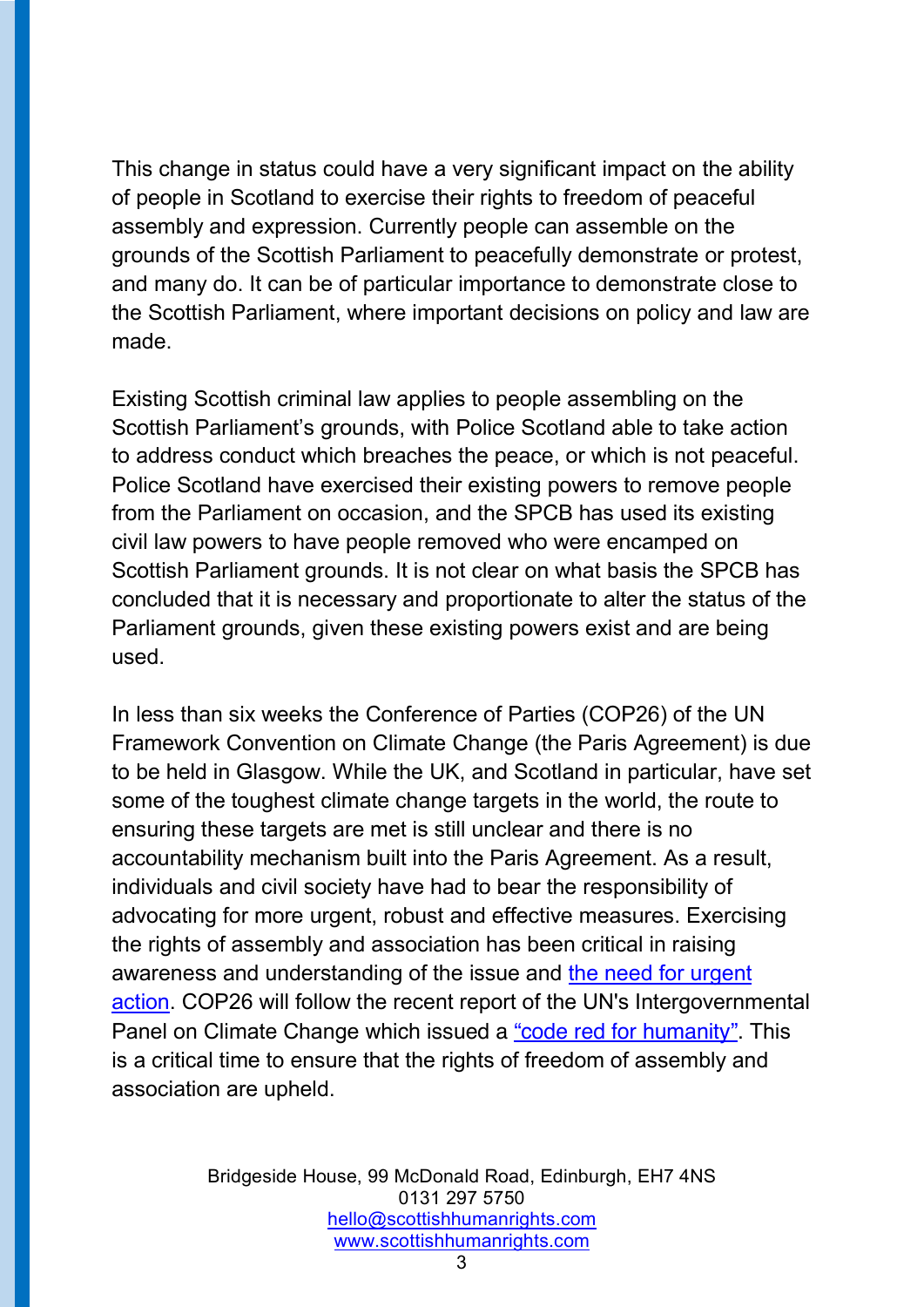This change in status could have a very significant impact on the ability of people in Scotland to exercise their rights to freedom of peaceful assembly and expression. Currently people can assemble on the grounds of the Scottish Parliament to peacefully demonstrate or protest, and many do. It can be of particular importance to demonstrate close to the Scottish Parliament, where important decisions on policy and law are made.

Existing Scottish criminal law applies to people assembling on the Scottish Parliament's grounds, with Police Scotland able to take action to address conduct which breaches the peace, or which is not peaceful. Police Scotland have exercised their existing powers to remove people from the Parliament on occasion, and the SPCB has used its existing civil law powers to have people removed who were encamped on Scottish Parliament grounds. It is not clear on what basis the SPCB has concluded that it is necessary and proportionate to alter the status of the Parliament grounds, given these existing powers exist and are being used.

In less than six weeks the Conference of Parties (COP26) of the UN Framework Convention on Climate Change (the Paris Agreement) is due to be held in Glasgow. While the UK, and Scotland in particular, have set some of the toughest climate change targets in the world, the route to ensuring these targets are met is still unclear and there is no accountability mechanism built into the Paris Agreement. As a result, individuals and civil society have had to bear the responsibility of advocating for more urgent, robust and effective measures. Exercising the rights of assembly and association has been critical in raising awareness and understanding of the issue and the need for urgent action. COP26 will follow the recent report of the UN's Intergovernmental Panel on Climate Change which issued a "code red for humanity". This is a critical time to ensure that the rights of freedom of assembly and association are upheld.

Bridgeside House, 99 McDonald Road, Edinburgh, EH7 4NS
0131 297 5750
hello@scottishhumanrights.com
www.scottishhumanrights.com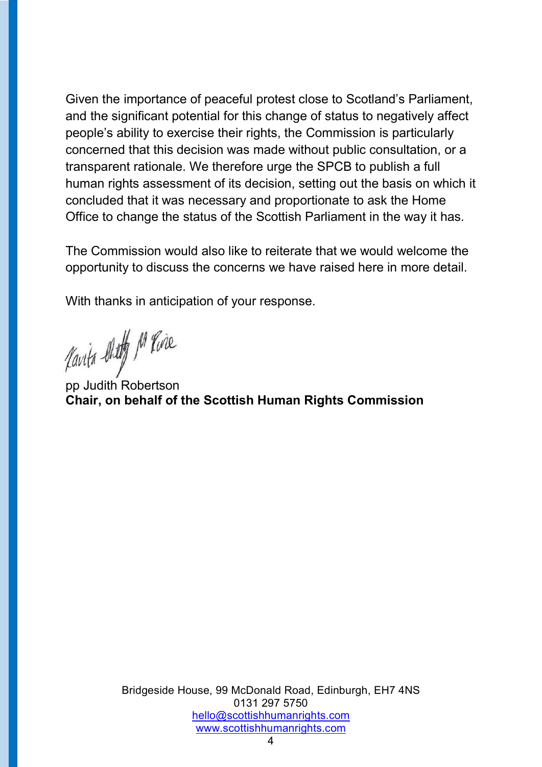Given the importance of peaceful protest close to Scotland's Parliament, and the significant potential for this change of status to negatively affect people's ability to exercise their rights, the Commission is particularly concerned that this decision was made without public consultation, or a transparent rationale. We therefore urge the SPCB to publish a full human rights assessment of its decision, setting out the basis on which it concluded that it was necessary and proportionate to ask the Home Office to change the status of the Scottish Parliament in the way it has.

The Commission would also like to reiterate that we would welcome the opportunity to discuss the concerns we have raised here in more detail.

With thanks in anticipation of your response.

pp Judith Robertson
**Chair, on behalf of the Scottish Human Rights Commission**

Bridgeside House, 99 McDonald Road, Edinburgh, EH7 4NS
0131 297 5750
hello@scottishhumanrights.com
www.scottishhumanrights.com